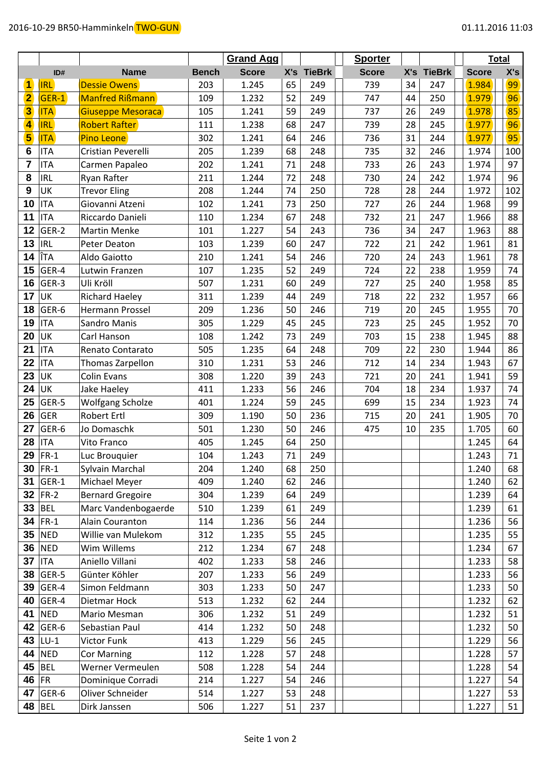2016-10-29 BR50-Hamminkeln TWO-GUN

01.11.2016 11:03

| | | | | Grand Agg | | | Sporter | | | Total | |
|---|---|---|---|---|---|---|---|---|---|---|---|
| | ID# | Name | Bench | Score | X's | TieBrk | Score | X's | TieBrk | Score | X's |
| 1 | IRL | Dessie Owens | 203 | 1.245 | 65 | 249 | 739 | 34 | 247 | 1.984 | 99 |
| 2 | GER-1 | Manfred Rißmann | 109 | 1.232 | 52 | 249 | 747 | 44 | 250 | 1.979 | 96 |
| 3 | ITA | Giuseppe Mesoraca | 105 | 1.241 | 59 | 249 | 737 | 26 | 249 | 1.978 | 85 |
| 4 | IRL | Robert Rafter | 111 | 1.238 | 68 | 247 | 739 | 28 | 245 | 1.977 | 96 |
| 5 | ITA | Pino Leone | 302 | 1.241 | 64 | 246 | 736 | 31 | 244 | 1.977 | 95 |
| 6 | ITA | Cristian Peverelli | 205 | 1.239 | 68 | 248 | 735 | 32 | 246 | 1.974 | 100 |
| 7 | ITA | Carmen Papaleo | 202 | 1.241 | 71 | 248 | 733 | 26 | 243 | 1.974 | 97 |
| 8 | IRL | Ryan Rafter | 211 | 1.244 | 72 | 248 | 730 | 24 | 242 | 1.974 | 96 |
| 9 | UK | Trevor Eling | 208 | 1.244 | 74 | 250 | 728 | 28 | 244 | 1.972 | 102 |
| 10 | ITA | Giovanni Atzeni | 102 | 1.241 | 73 | 250 | 727 | 26 | 244 | 1.968 | 99 |
| 11 | ITA | Riccardo Danieli | 110 | 1.234 | 67 | 248 | 732 | 21 | 247 | 1.966 | 88 |
| 12 | GER-2 | Martin Menke | 101 | 1.227 | 54 | 243 | 736 | 34 | 247 | 1.963 | 88 |
| 13 | IRL | Peter Deaton | 103 | 1.239 | 60 | 247 | 722 | 21 | 242 | 1.961 | 81 |
| 14 | ÎTA | Aldo Gaiotto | 210 | 1.241 | 54 | 246 | 720 | 24 | 243 | 1.961 | 78 |
| 15 | GER-4 | Lutwin Franzen | 107 | 1.235 | 52 | 249 | 724 | 22 | 238 | 1.959 | 74 |
| 16 | GER-3 | Uli Kröll | 507 | 1.231 | 60 | 249 | 727 | 25 | 240 | 1.958 | 85 |
| 17 | UK | Richard Haeley | 311 | 1.239 | 44 | 249 | 718 | 22 | 232 | 1.957 | 66 |
| 18 | GER-6 | Hermann Prossel | 209 | 1.236 | 50 | 246 | 719 | 20 | 245 | 1.955 | 70 |
| 19 | ITA | Sandro Manis | 305 | 1.229 | 45 | 245 | 723 | 25 | 245 | 1.952 | 70 |
| 20 | UK | Carl Hanson | 108 | 1.242 | 73 | 249 | 703 | 15 | 238 | 1.945 | 88 |
| 21 | ITA | Renato Contarato | 505 | 1.235 | 64 | 248 | 709 | 22 | 230 | 1.944 | 86 |
| 22 | ITA | Thomas Zarpellon | 310 | 1.231 | 53 | 246 | 712 | 14 | 234 | 1.943 | 67 |
| 23 | UK | Colin Evans | 308 | 1.220 | 39 | 243 | 721 | 20 | 241 | 1.941 | 59 |
| 24 | UK | Jake Haeley | 411 | 1.233 | 56 | 246 | 704 | 18 | 234 | 1.937 | 74 |
| 25 | GER-5 | Wolfgang Scholze | 401 | 1.224 | 59 | 245 | 699 | 15 | 234 | 1.923 | 74 |
| 26 | GER | Robert Ertl | 309 | 1.190 | 50 | 236 | 715 | 20 | 241 | 1.905 | 70 |
| 27 | GER-6 | Jo Domaschk | 501 | 1.230 | 50 | 246 | 475 | 10 | 235 | 1.705 | 60 |
| 28 | ITA | Vito Franco | 405 | 1.245 | 64 | 250 | | | | 1.245 | 64 |
| 29 | FR-1 | Luc Brouquier | 104 | 1.243 | 71 | 249 | | | | 1.243 | 71 |
| 30 | FR-1 | Sylvain Marchal | 204 | 1.240 | 68 | 250 | | | | 1.240 | 68 |
| 31 | GER-1 | Michael Meyer | 409 | 1.240 | 62 | 246 | | | | 1.240 | 62 |
| 32 | FR-2 | Bernard Gregoire | 304 | 1.239 | 64 | 249 | | | | 1.239 | 64 |
| 33 | BEL | Marc Vandenbogaerde | 510 | 1.239 | 61 | 249 | | | | 1.239 | 61 |
| 34 | FR-1 | Alain Couranton | 114 | 1.236 | 56 | 244 | | | | 1.236 | 56 |
| 35 | NED | Willie van Mulekom | 312 | 1.235 | 55 | 245 | | | | 1.235 | 55 |
| 36 | NED | Wim Willems | 212 | 1.234 | 67 | 248 | | | | 1.234 | 67 |
| 37 | ITA | Aniello Villani | 402 | 1.233 | 58 | 246 | | | | 1.233 | 58 |
| 38 | GER-5 | Günter Köhler | 207 | 1.233 | 56 | 249 | | | | 1.233 | 56 |
| 39 | GER-4 | Simon Feldmann | 303 | 1.233 | 50 | 247 | | | | 1.233 | 50 |
| 40 | GER-4 | Dietmar Hock | 513 | 1.232 | 62 | 244 | | | | 1.232 | 62 |
| 41 | NED | Mario Mesman | 306 | 1.232 | 51 | 249 | | | | 1.232 | 51 |
| 42 | GER-6 | Sebastian Paul | 414 | 1.232 | 50 | 248 | | | | 1.232 | 50 |
| 43 | LU-1 | Victor Funk | 413 | 1.229 | 56 | 245 | | | | 1.229 | 56 |
| 44 | NED | Cor Marning | 112 | 1.228 | 57 | 248 | | | | 1.228 | 57 |
| 45 | BEL | Werner Vermeulen | 508 | 1.228 | 54 | 244 | | | | 1.228 | 54 |
| 46 | FR | Dominique Corradi | 214 | 1.227 | 54 | 246 | | | | 1.227 | 54 |
| 47 | GER-6 | Oliver Schneider | 514 | 1.227 | 53 | 248 | | | | 1.227 | 53 |
| 48 | BEL | Dirk Janssen | 506 | 1.227 | 51 | 237 | | | | 1.227 | 51 |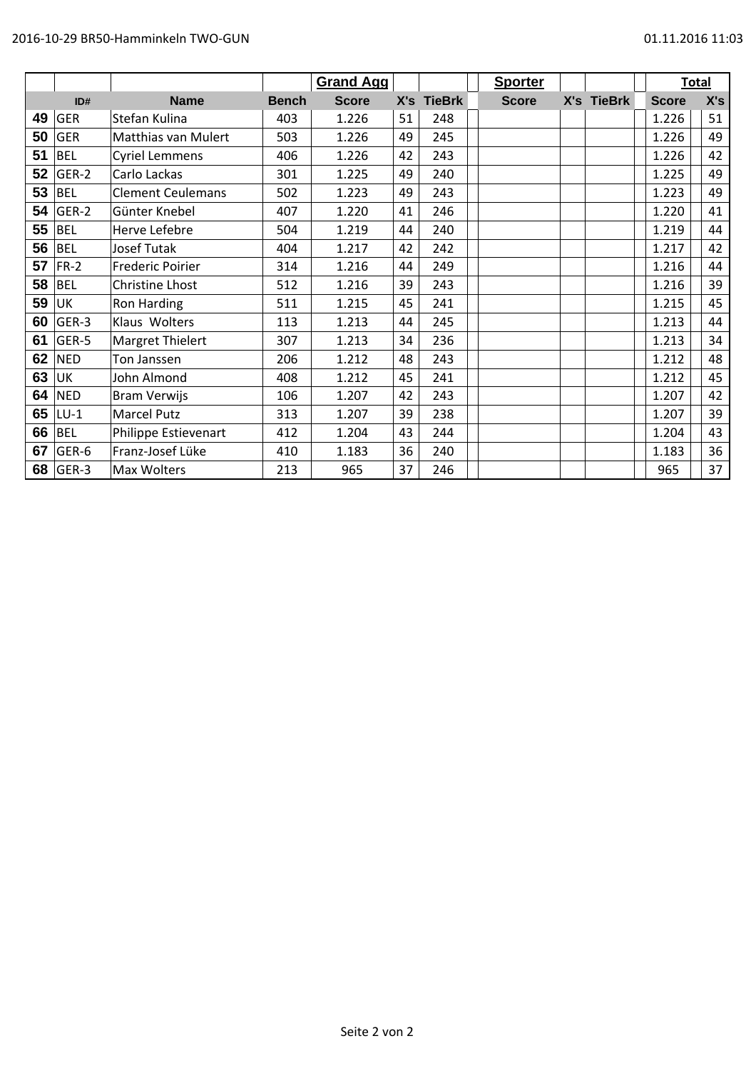| | | | | Grand Agg | | | | Sporter | | | | Total | | |
|---|---|---|---|---|---|---|---|---|---|---|---|---|---|---|
| | ID# | Name | Bench | Score | X's | TieBrk | | Score | X's | TieBrk | | Score | | X's |
| 49 | GER | Stefan Kulina | 403 | 1.226 | 51 | 248 | | | | | | 1.226 | | 51 |
| 50 | GER | Matthias van Mulert | 503 | 1.226 | 49 | 245 | | | | | | 1.226 | | 49 |
| 51 | BEL | Cyriel Lemmens | 406 | 1.226 | 42 | 243 | | | | | | 1.226 | | 42 |
| 52 | GER-2 | Carlo Lackas | 301 | 1.225 | 49 | 240 | | | | | | 1.225 | | 49 |
| 53 | BEL | Clement Ceulemans | 502 | 1.223 | 49 | 243 | | | | | | 1.223 | | 49 |
| 54 | GER-2 | Günter Knebel | 407 | 1.220 | 41 | 246 | | | | | | 1.220 | | 41 |
| 55 | BEL | Herve Lefebre | 504 | 1.219 | 44 | 240 | | | | | | 1.219 | | 44 |
| 56 | BEL | Josef Tutak | 404 | 1.217 | 42 | 242 | | | | | | 1.217 | | 42 |
| 57 | FR-2 | Frederic Poirier | 314 | 1.216 | 44 | 249 | | | | | | 1.216 | | 44 |
| 58 | BEL | Christine Lhost | 512 | 1.216 | 39 | 243 | | | | | | 1.216 | | 39 |
| 59 | UK | Ron Harding | 511 | 1.215 | 45 | 241 | | | | | | 1.215 | | 45 |
| 60 | GER-3 | Klaus Wolters | 113 | 1.213 | 44 | 245 | | | | | | 1.213 | | 44 |
| 61 | GER-5 | Margret Thielert | 307 | 1.213 | 34 | 236 | | | | | | 1.213 | | 34 |
| 62 | NED | Ton Janssen | 206 | 1.212 | 48 | 243 | | | | | | 1.212 | | 48 |
| 63 | UK | John Almond | 408 | 1.212 | 45 | 241 | | | | | | 1.212 | | 45 |
| 64 | NED | Bram Verwijs | 106 | 1.207 | 42 | 243 | | | | | | 1.207 | | 42 |
| 65 | LU-1 | Marcel Putz | 313 | 1.207 | 39 | 238 | | | | | | 1.207 | | 39 |
| 66 | BEL | Philippe Estievenart | 412 | 1.204 | 43 | 244 | | | | | | 1.204 | | 43 |
| 67 | GER-6 | Franz-Josef Lüke | 410 | 1.183 | 36 | 240 | | | | | | 1.183 | | 36 |
| 68 | GER-3 | Max Wolters | 213 | 965 | 37 | 246 | | | | | | 965 | | 37 |